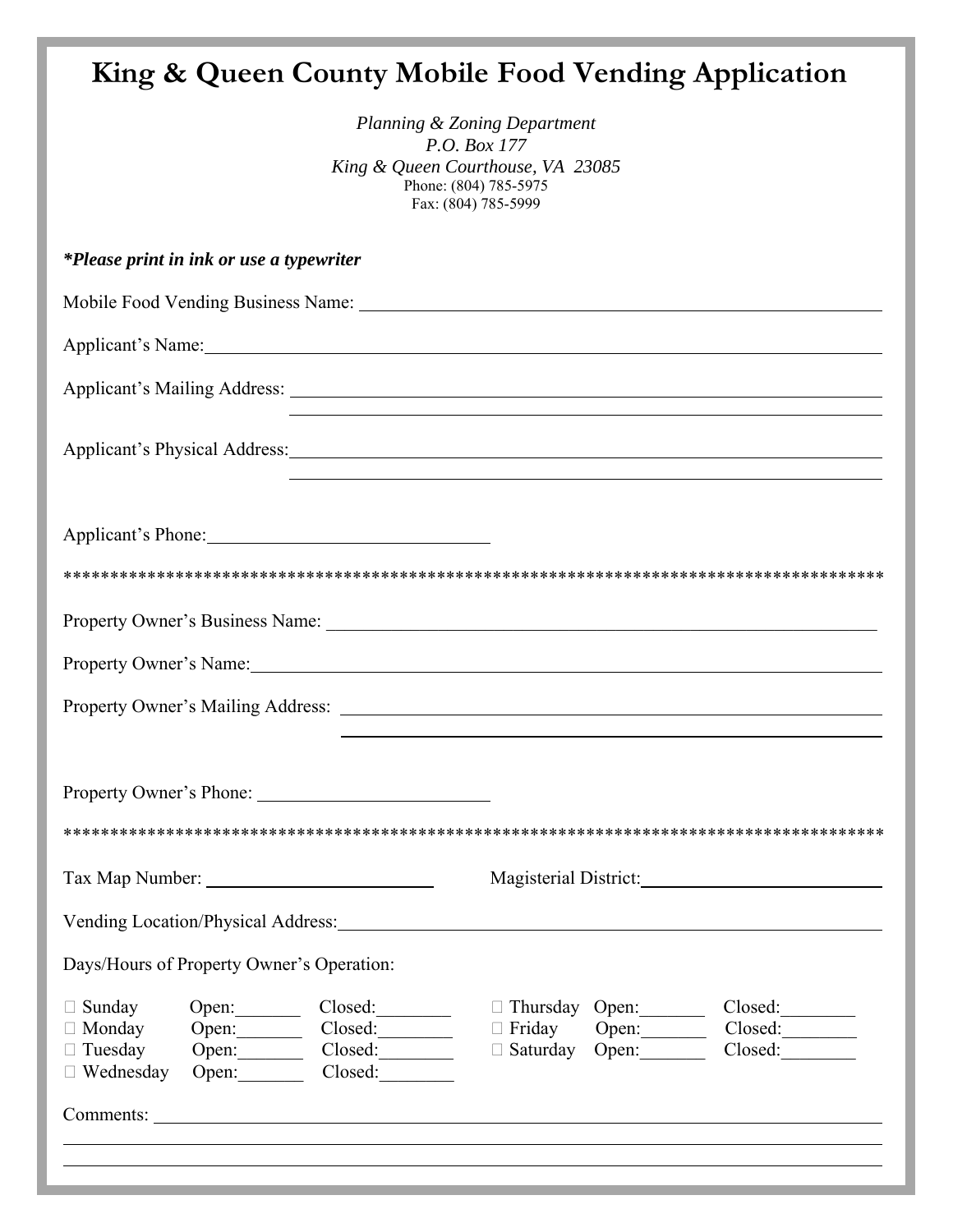# King & Queen County Mobile Food Vending Application

*Planning & Zoning Department*
*P.O. Box 177*
*King & Queen Courthouse, VA 23085*
Phone: (804) 785-5975
Fax: (804) 785-5999

***Please print in ink or use a typewriter***

Mobile Food Vending Business Name: ______________________________

Applicant's Name: ______________________________

Applicant's Mailing Address: ______________________________
______________________________

Applicant's Physical Address: ______________________________
______________________________

Applicant's Phone: ______________________________

*******************************************************************************************

Property Owner's Business Name: ______________________________

Property Owner's Name: ______________________________

Property Owner's Mailing Address: ______________________________
______________________________

Property Owner's Phone: ______________________________

*******************************************************************************************

Tax Map Number: ____________________ Magisterial District: ____________________

Vending Location/Physical Address: ______________________________

Days/Hours of Property Owner's Operation:

| Day | Open | Closed | Day | Open | Closed |
|---|---|---|---|---|---|
| ☐ Sunday | Open:_______ | Closed:________ | ☐ Thursday | Open:_______ | Closed:________ |
| ☐ Monday | Open:_______ | Closed:________ | ☐ Friday | Open:_______ | Closed:________ |
| ☐ Tuesday | Open:_______ | Closed:________ | ☐ Saturday | Open:_______ | Closed:________ |
| ☐ Wednesday | Open:_______ | Closed:________ | | | |

Comments: ______________________________
______________________________
______________________________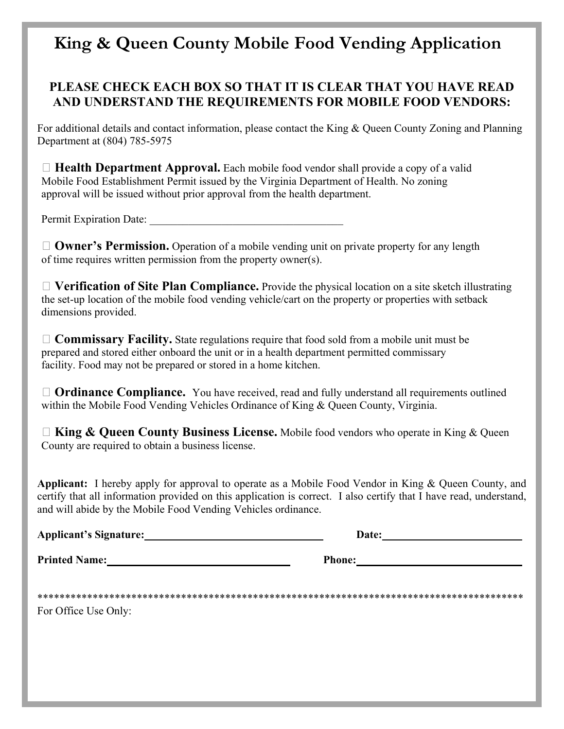# King & Queen County Mobile Food Vending Application

## PLEASE CHECK EACH BOX SO THAT IT IS CLEAR THAT YOU HAVE READ AND UNDERSTAND THE REQUIREMENTS FOR MOBILE FOOD VENDORS:

For additional details and contact information, please contact the King & Queen County Zoning and Planning Department at (804) 785-5975

☐ **Health Department Approval.** Each mobile food vendor shall provide a copy of a valid Mobile Food Establishment Permit issued by the Virginia Department of Health. No zoning approval will be issued without prior approval from the health department.

Permit Expiration Date: ___________________________________

☐ **Owner's Permission.** Operation of a mobile vending unit on private property for any length of time requires written permission from the property owner(s).

☐ **Verification of Site Plan Compliance.** Provide the physical location on a site sketch illustrating the set-up location of the mobile food vending vehicle/cart on the property or properties with setback dimensions provided.

☐ **Commissary Facility.** State regulations require that food sold from a mobile unit must be prepared and stored either onboard the unit or in a health department permitted commissary facility. Food may not be prepared or stored in a home kitchen.

☐ **Ordinance Compliance.** You have received, read and fully understand all requirements outlined within the Mobile Food Vending Vehicles Ordinance of King & Queen County, Virginia.

☐ **King & Queen County Business License.** Mobile food vendors who operate in King & Queen County are required to obtain a business license.

**Applicant:** I hereby apply for approval to operate as a Mobile Food Vendor in King & Queen County, and certify that all information provided on this application is correct. I also certify that I have read, understand, and will abide by the Mobile Food Vending Vehicles ordinance.

**Applicant's Signature:** ________________________________ **Date:** __________________________

**Printed Name:** ________________________________ **Phone:** ______________________________

*****************************************************************************************

For Office Use Only: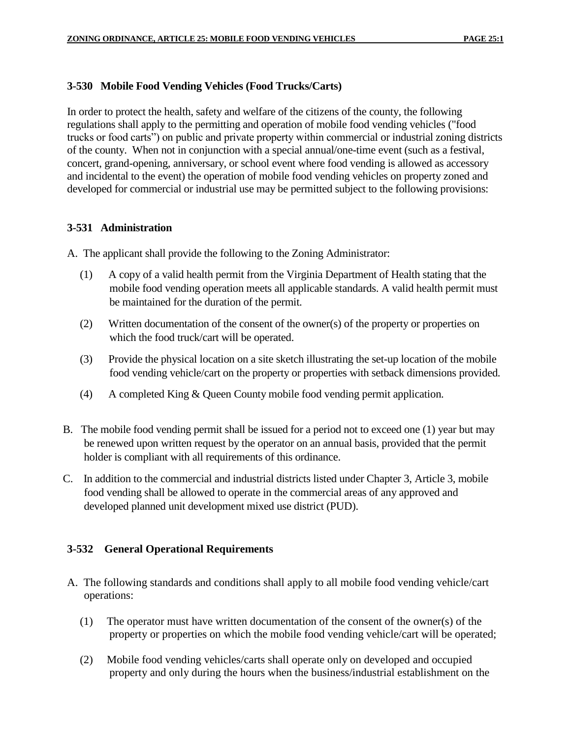### 3-530 Mobile Food Vending Vehicles (Food Trucks/Carts)

In order to protect the health, safety and welfare of the citizens of the county, the following regulations shall apply to the permitting and operation of mobile food vending vehicles ("food trucks or food carts") on public and private property within commercial or industrial zoning districts of the county. When not in conjunction with a special annual/one-time event (such as a festival, concert, grand-opening, anniversary, or school event where food vending is allowed as accessory and incidental to the event) the operation of mobile food vending vehicles on property zoned and developed for commercial or industrial use may be permitted subject to the following provisions:

### 3-531 Administration

A. The applicant shall provide the following to the Zoning Administrator:

(1) A copy of a valid health permit from the Virginia Department of Health stating that the mobile food vending operation meets all applicable standards. A valid health permit must be maintained for the duration of the permit.

(2) Written documentation of the consent of the owner(s) of the property or properties on which the food truck/cart will be operated.

(3) Provide the physical location on a site sketch illustrating the set-up location of the mobile food vending vehicle/cart on the property or properties with setback dimensions provided.

(4) A completed King & Queen County mobile food vending permit application.

B. The mobile food vending permit shall be issued for a period not to exceed one (1) year but may be renewed upon written request by the operator on an annual basis, provided that the permit holder is compliant with all requirements of this ordinance.

C. In addition to the commercial and industrial districts listed under Chapter 3, Article 3, mobile food vending shall be allowed to operate in the commercial areas of any approved and developed planned unit development mixed use district (PUD).

### 3-532 General Operational Requirements

A. The following standards and conditions shall apply to all mobile food vending vehicle/cart operations:

(1) The operator must have written documentation of the consent of the owner(s) of the property or properties on which the mobile food vending vehicle/cart will be operated;

(2) Mobile food vending vehicles/carts shall operate only on developed and occupied property and only during the hours when the business/industrial establishment on the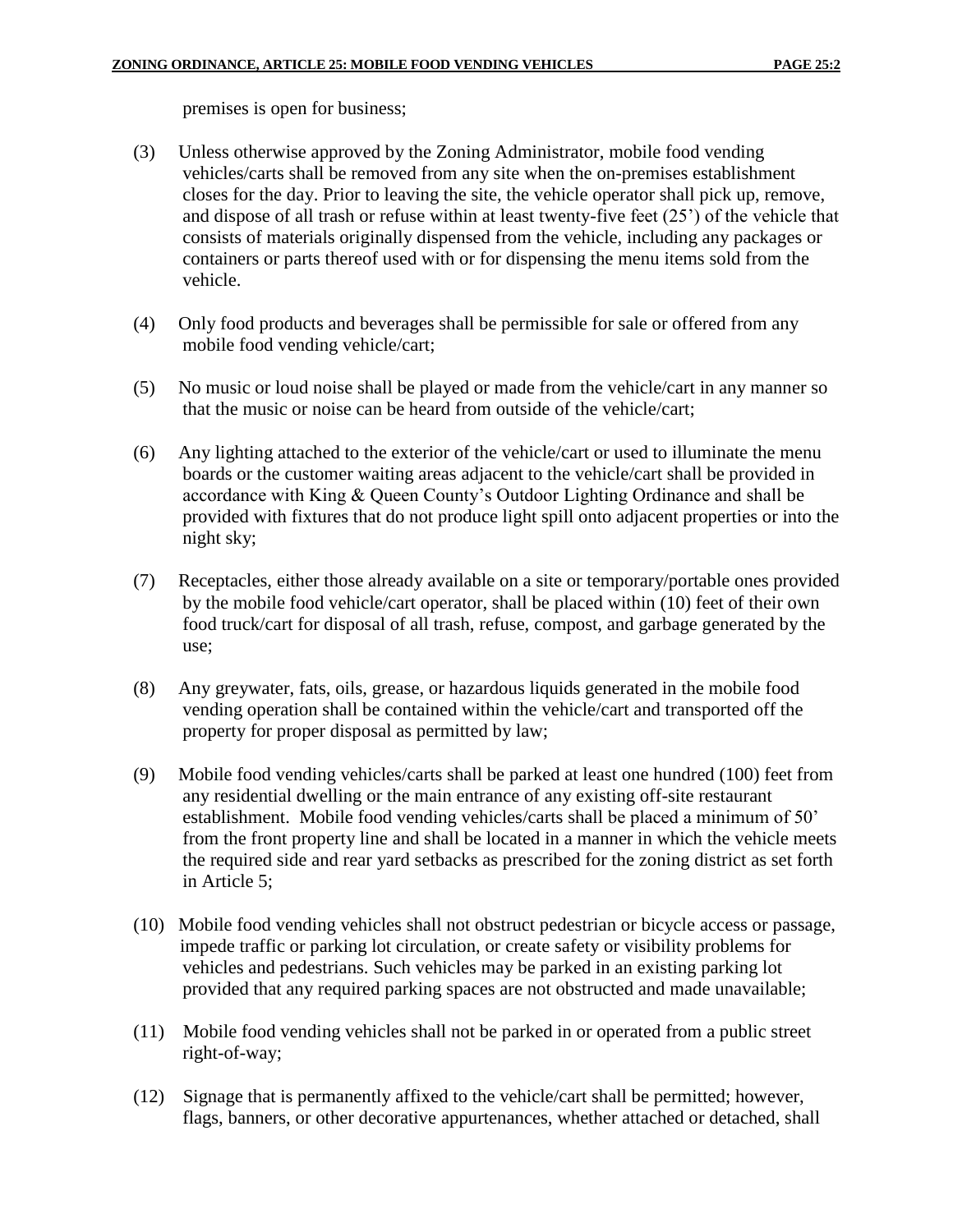premises is open for business;

(3) Unless otherwise approved by the Zoning Administrator, mobile food vending vehicles/carts shall be removed from any site when the on-premises establishment closes for the day. Prior to leaving the site, the vehicle operator shall pick up, remove, and dispose of all trash or refuse within at least twenty-five feet (25') of the vehicle that consists of materials originally dispensed from the vehicle, including any packages or containers or parts thereof used with or for dispensing the menu items sold from the vehicle.

(4) Only food products and beverages shall be permissible for sale or offered from any mobile food vending vehicle/cart;

(5) No music or loud noise shall be played or made from the vehicle/cart in any manner so that the music or noise can be heard from outside of the vehicle/cart;

(6) Any lighting attached to the exterior of the vehicle/cart or used to illuminate the menu boards or the customer waiting areas adjacent to the vehicle/cart shall be provided in accordance with King & Queen County's Outdoor Lighting Ordinance and shall be provided with fixtures that do not produce light spill onto adjacent properties or into the night sky;

(7) Receptacles, either those already available on a site or temporary/portable ones provided by the mobile food vehicle/cart operator, shall be placed within (10) feet of their own food truck/cart for disposal of all trash, refuse, compost, and garbage generated by the use;

(8) Any greywater, fats, oils, grease, or hazardous liquids generated in the mobile food vending operation shall be contained within the vehicle/cart and transported off the property for proper disposal as permitted by law;

(9) Mobile food vending vehicles/carts shall be parked at least one hundred (100) feet from any residential dwelling or the main entrance of any existing off-site restaurant establishment. Mobile food vending vehicles/carts shall be placed a minimum of 50' from the front property line and shall be located in a manner in which the vehicle meets the required side and rear yard setbacks as prescribed for the zoning district as set forth in Article 5;

(10) Mobile food vending vehicles shall not obstruct pedestrian or bicycle access or passage, impede traffic or parking lot circulation, or create safety or visibility problems for vehicles and pedestrians. Such vehicles may be parked in an existing parking lot provided that any required parking spaces are not obstructed and made unavailable;

(11) Mobile food vending vehicles shall not be parked in or operated from a public street right-of-way;

(12) Signage that is permanently affixed to the vehicle/cart shall be permitted; however, flags, banners, or other decorative appurtenances, whether attached or detached, shall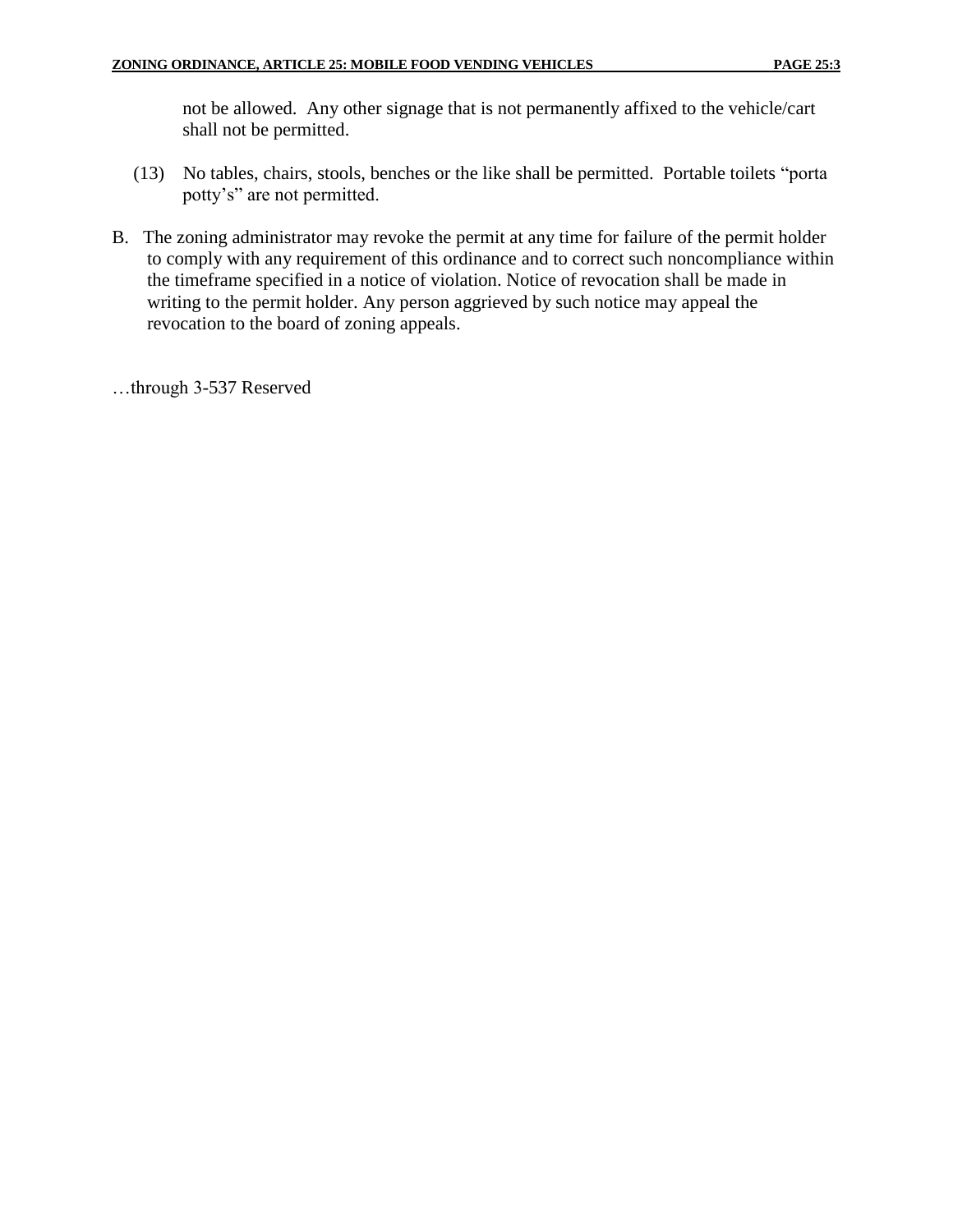not be allowed. Any other signage that is not permanently affixed to the vehicle/cart shall not be permitted.

(13) No tables, chairs, stools, benches or the like shall be permitted. Portable toilets “porta potty’s” are not permitted.

B. The zoning administrator may revoke the permit at any time for failure of the permit holder to comply with any requirement of this ordinance and to correct such noncompliance within the timeframe specified in a notice of violation. Notice of revocation shall be made in writing to the permit holder. Any person aggrieved by such notice may appeal the revocation to the board of zoning appeals.

…through 3-537 Reserved